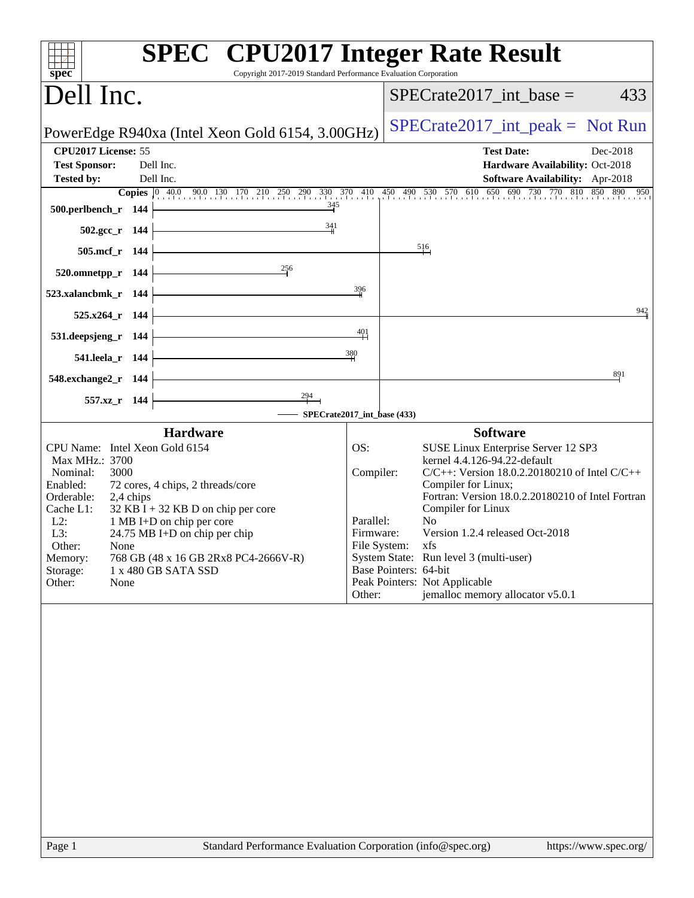# SPEC CPU2017 Integer Rate Result

Copyright 2017-2019 Standard Performance Evaluation Corporation

## Dell Inc.

PowerEdge R940xa (Intel Xeon Gold 6154, 3.00GHz)

SPECrate2017_int_base = 433

SPECrate2017_int_peak = Not Run

**CPU2017 License:** 55
**Test Sponsor:** Dell Inc.
**Tested by:** Dell Inc.

**Test Date:** Dec-2018
**Hardware Availability:** Oct-2018
**Software Availability:** Apr-2018

| Benchmark | Copies | Base Ratio |
|---|---|---|
| 500.perlbench_r | 144 | 345 |
| 502.gcc_r | 144 | 341 |
| 505.mcf_r | 144 | 516 |
| 520.omnetpp_r | 144 | 256 |
| 523.xalancbmk_r | 144 | 396 |
| 525.x264_r | 144 | 942 |
| 531.deepsjeng_r | 144 | 401 |
| 541.leela_r | 144 | 380 |
| 548.exchange2_r | 144 | 891 |
| 557.xz_r | 144 | 294 |

SPECrate2017_int_base (433)

### Hardware

| | |
|---|---|
| CPU Name: | Intel Xeon Gold 6154 |
| Max MHz.: | 3700 |
| Nominal: | 3000 |
| Enabled: | 72 cores, 4 chips, 2 threads/core |
| Orderable: | 2,4 chips |
| Cache L1: | 32 KB I + 32 KB D on chip per core |
| L2: | 1 MB I+D on chip per core |
| L3: | 24.75 MB I+D on chip per chip |
| Other: | None |
| Memory: | 768 GB (48 x 16 GB 2Rx8 PC4-2666V-R) |
| Storage: | 1 x 480 GB SATA SSD |
| Other: | None |

### Software

| | |
|---|---|
| OS: | SUSE Linux Enterprise Server 12 SP3 kernel 4.4.126-94.22-default |
| Compiler: | C/C++: Version 18.0.2.20180210 of Intel C/C++ Compiler for Linux; Fortran: Version 18.0.2.20180210 of Intel Fortran Compiler for Linux |
| Parallel: | No |
| Firmware: | Version 1.2.4 released Oct-2018 |
| File System: | xfs |
| System State: | Run level 3 (multi-user) |
| Base Pointers: | 64-bit |
| Peak Pointers: | Not Applicable |
| Other: | jemalloc memory allocator v5.0.1 |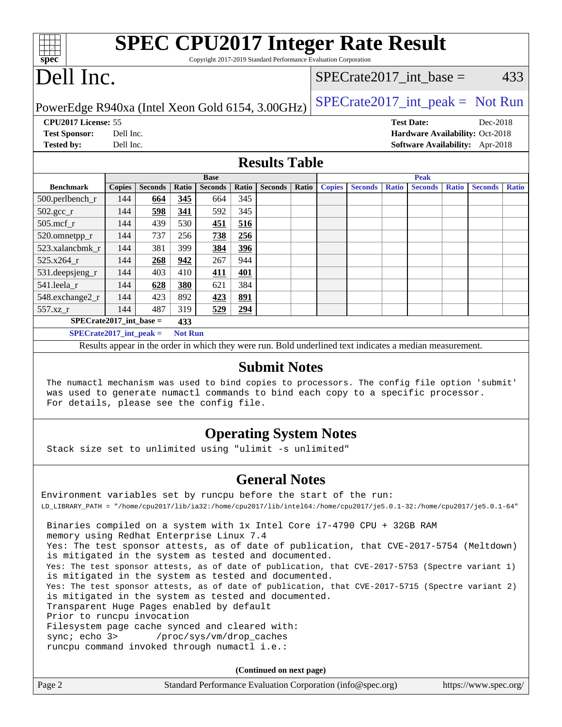# SPEC CPU2017 Integer Rate Result

Copyright 2017-2019 Standard Performance Evaluation Corporation

# Dell Inc.

PowerEdge R940xa (Intel Xeon Gold 6154, 3.00GHz)

SPECrate2017_int_base = 433

SPECrate2017_int_peak = Not Run

**CPU2017 License:** 55
**Test Sponsor:** Dell Inc.
**Tested by:** Dell Inc.

**Test Date:** Dec-2018
**Hardware Availability:** Oct-2018
**Software Availability:** Apr-2018

## Results Table

| Benchmark | Base | | | | | | | Peak | | | | | | |
|---|---|---|---|---|---|---|---|---|---|---|---|---|---|---|
| | Copies | Seconds | Ratio | Seconds | Ratio | Seconds | Ratio | Copies | Seconds | Ratio | Seconds | Ratio | Seconds | Ratio |
| 500.perlbench_r | 144 | **664** | **345** | 664 | 345 | | | | | | | | | |
| 502.gcc_r | 144 | **598** | **341** | 592 | 345 | | | | | | | | | |
| 505.mcf_r | 144 | 439 | 530 | **451** | **516** | | | | | | | | | |
| 520.omnetpp_r | 144 | 737 | 256 | **738** | **256** | | | | | | | | | |
| 523.xalancbmk_r | 144 | 381 | 399 | **384** | **396** | | | | | | | | | |
| 525.x264_r | 144 | **268** | **942** | 267 | 944 | | | | | | | | | |
| 531.deepsjeng_r | 144 | 403 | 410 | **411** | **401** | | | | | | | | | |
| 541.leela_r | 144 | **628** | **380** | 621 | 384 | | | | | | | | | |
| 548.exchange2_r | 144 | 423 | 892 | **423** | **891** | | | | | | | | | |
| 557.xz_r | 144 | 487 | 319 | **529** | **294** | | | | | | | | | |

**SPECrate2017_int_base = 433**

**SPECrate2017_int_peak = Not Run**

Results appear in the order in which they were run. Bold underlined text indicates a median measurement.

## Submit Notes

The numactl mechanism was used to bind copies to processors. The config file option 'submit' was used to generate numactl commands to bind each copy to a specific processor. For details, please see the config file.

## Operating System Notes

Stack size set to unlimited using "ulimit -s unlimited"

## General Notes

Environment variables set by runcpu before the start of the run:
LD_LIBRARY_PATH = "/home/cpu2017/lib/ia32:/home/cpu2017/lib/intel64:/home/cpu2017/je5.0.1-32:/home/cpu2017/je5.0.1-64"

Binaries compiled on a system with 1x Intel Core i7-4790 CPU + 32GB RAM memory using Redhat Enterprise Linux 7.4
Yes: The test sponsor attests, as of date of publication, that CVE-2017-5754 (Meltdown) is mitigated in the system as tested and documented.
Yes: The test sponsor attests, as of date of publication, that CVE-2017-5753 (Spectre variant 1) is mitigated in the system as tested and documented.
Yes: The test sponsor attests, as of date of publication, that CVE-2017-5715 (Spectre variant 2) is mitigated in the system as tested and documented.
Transparent Huge Pages enabled by default
Prior to runcpu invocation
Filesystem page cache synced and cleared with:
sync; echo 3> /proc/sys/vm/drop_caches
runcpu command invoked through numactl i.e.:

**(Continued on next page)**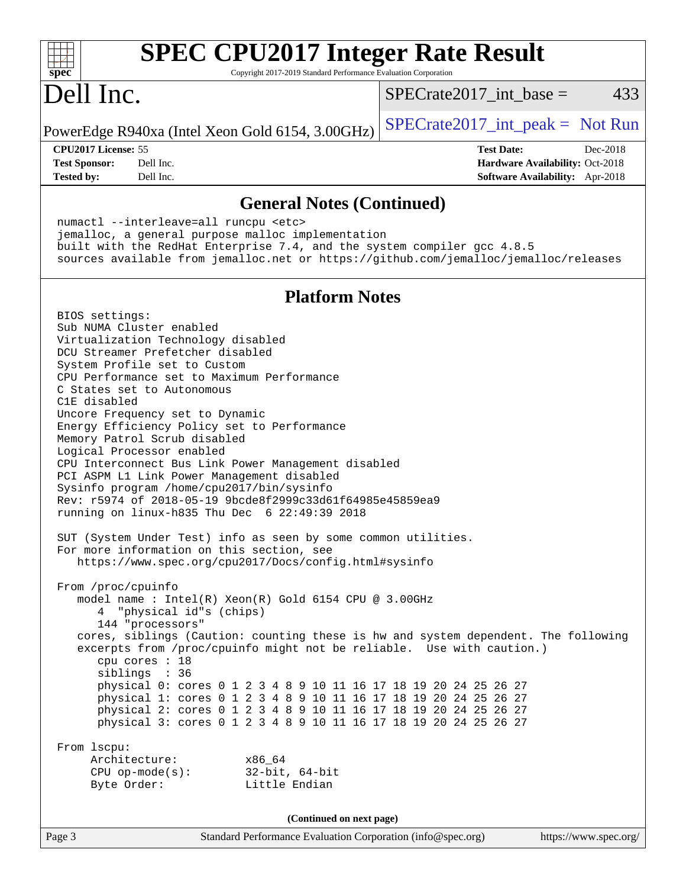## General Notes (Continued)

```
numactl --interleave=all runcpu <etc>
jemalloc, a general purpose malloc implementation
built with the RedHat Enterprise 7.4, and the system compiler gcc 4.8.5
sources available from jemalloc.net or https://github.com/jemalloc/jemalloc/releases
```

## Platform Notes

```
BIOS settings:
Sub NUMA Cluster enabled
Virtualization Technology disabled
DCU Streamer Prefetcher disabled
System Profile set to Custom
CPU Performance set to Maximum Performance
C States set to Autonomous
C1E disabled
Uncore Frequency set to Dynamic
Energy Efficiency Policy set to Performance
Memory Patrol Scrub disabled
Logical Processor enabled
CPU Interconnect Bus Link Power Management disabled
PCI ASPM L1 Link Power Management disabled
Sysinfo program /home/cpu2017/bin/sysinfo
Rev: r5974 of 2018-05-19 9bcde8f2999c33d61f64985e45859ea9
running on linux-h835 Thu Dec  6 22:49:39 2018

SUT (System Under Test) info as seen by some common utilities.
For more information on this section, see
   https://www.spec.org/cpu2017/Docs/config.html#sysinfo

From /proc/cpuinfo
   model name : Intel(R) Xeon(R) Gold 6154 CPU @ 3.00GHz
      4  "physical id"s (chips)
      144 "processors"
   cores, siblings (Caution: counting these is hw and system dependent. The following
   excerpts from /proc/cpuinfo might not be reliable.  Use with caution.)
      cpu cores : 18
      siblings  : 36
      physical 0: cores 0 1 2 3 4 8 9 10 11 16 17 18 19 20 24 25 26 27
      physical 1: cores 0 1 2 3 4 8 9 10 11 16 17 18 19 20 24 25 26 27
      physical 2: cores 0 1 2 3 4 8 9 10 11 16 17 18 19 20 24 25 26 27
      physical 3: cores 0 1 2 3 4 8 9 10 11 16 17 18 19 20 24 25 26 27

From lscpu:
     Architecture:          x86_64
     CPU op-mode(s):        32-bit, 64-bit
     Byte Order:            Little Endian
```

(Continued on next page)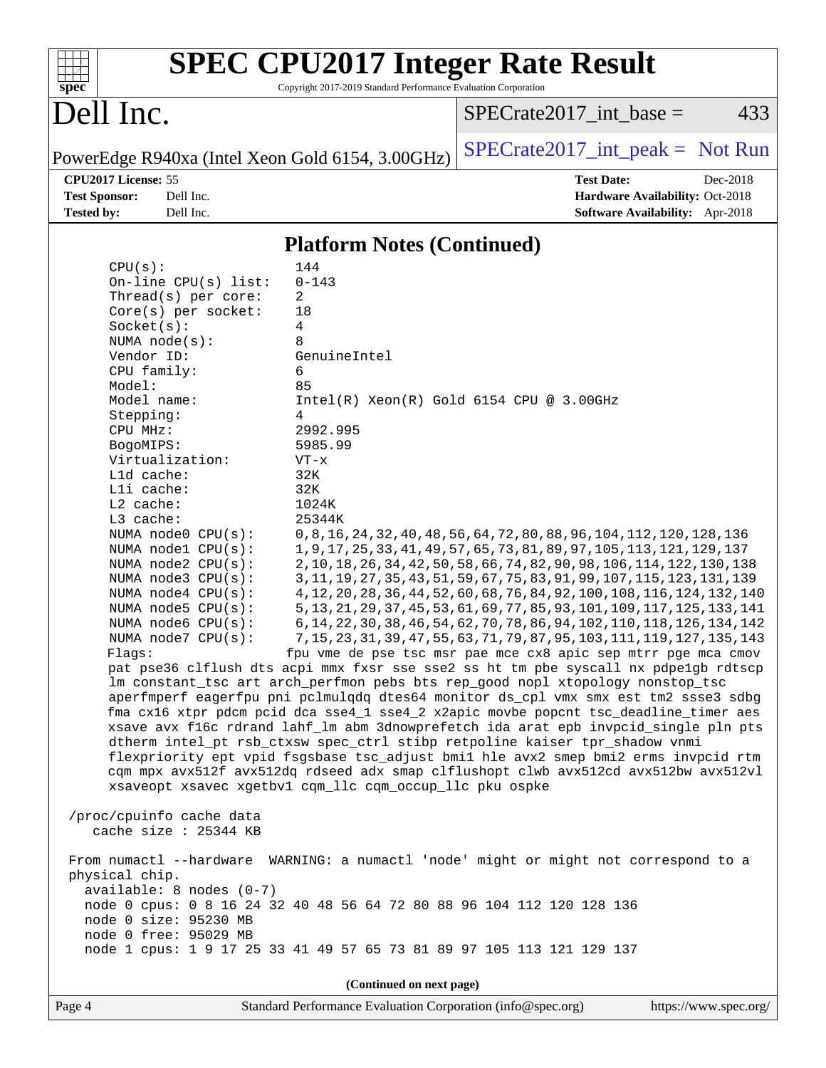# SPEC CPU2017 Integer Rate Result

Copyright 2017-2019 Standard Performance Evaluation Corporation

# Dell Inc.

PowerEdge R940xa (Intel Xeon Gold 6154, 3.00GHz)

SPECrate2017_int_base = 433

SPECrate2017_int_peak = Not Run

**CPU2017 License:** 55
**Test Sponsor:** Dell Inc.
**Tested by:** Dell Inc.

**Test Date:** Dec-2018
**Hardware Availability:** Oct-2018
**Software Availability:** Apr-2018

## Platform Notes (Continued)

```
    CPU(s):                144
    On-line CPU(s) list:   0-143
    Thread(s) per core:    2
    Core(s) per socket:    18
    Socket(s):             4
    NUMA node(s):          8
    Vendor ID:             GenuineIntel
    CPU family:            6
    Model:                 85
    Model name:            Intel(R) Xeon(R) Gold 6154 CPU @ 3.00GHz
    Stepping:              4
    CPU MHz:               2992.995
    BogoMIPS:              5985.99
    Virtualization:        VT-x
    L1d cache:             32K
    L1i cache:             32K
    L2 cache:              1024K
    L3 cache:              25344K
    NUMA node0 CPU(s):     0,8,16,24,32,40,48,56,64,72,80,88,96,104,112,120,128,136
    NUMA node1 CPU(s):     1,9,17,25,33,41,49,57,65,73,81,89,97,105,113,121,129,137
    NUMA node2 CPU(s):     2,10,18,26,34,42,50,58,66,74,82,90,98,106,114,122,130,138
    NUMA node3 CPU(s):     3,11,19,27,35,43,51,59,67,75,83,91,99,107,115,123,131,139
    NUMA node4 CPU(s):     4,12,20,28,36,44,52,60,68,76,84,92,100,108,116,124,132,140
    NUMA node5 CPU(s):     5,13,21,29,37,45,53,61,69,77,85,93,101,109,117,125,133,141
    NUMA node6 CPU(s):     6,14,22,30,38,46,54,62,70,78,86,94,102,110,118,126,134,142
    NUMA node7 CPU(s):     7,15,23,31,39,47,55,63,71,79,87,95,103,111,119,127,135,143
    Flags:                fpu vme de pse tsc msr pae mce cx8 apic sep mtrr pge mca cmov
    pat pse36 clflush dts acpi mmx fxsr sse sse2 ss ht tm pbe syscall nx pdpe1gb rdtscp
    lm constant_tsc art arch_perfmon pebs bts rep_good nopl xtopology nonstop_tsc
    aperfmperf eagerfpu pni pclmulqdq dtes64 monitor ds_cpl vmx smx est tm2 ssse3 sdbg
    fma cx16 xtpr pdcm pcid dca sse4_1 sse4_2 x2apic movbe popcnt tsc_deadline_timer aes
    xsave avx f16c rdrand lahf_lm abm 3dnowprefetch ida arat epb invpcid_single pln pts
    dtherm intel_pt rsb_ctxsw spec_ctrl stibp retpoline kaiser tpr_shadow vnmi
    flexpriority ept vpid fsgsbase tsc_adjust bmi1 hle avx2 smep bmi2 erms invpcid rtm
    cqm mpx avx512f avx512dq rdseed adx smap clflushopt clwb avx512cd avx512bw avx512vl
    xsaveopt xsavec xgetbv1 cqm_llc cqm_occup_llc pku ospke

 /proc/cpuinfo cache data
    cache size : 25344 KB

 From numactl --hardware  WARNING: a numactl 'node' might or might not correspond to a
 physical chip.
   available: 8 nodes (0-7)
   node 0 cpus: 0 8 16 24 32 40 48 56 64 72 80 88 96 104 112 120 128 136
   node 0 size: 95230 MB
   node 0 free: 95029 MB
   node 1 cpus: 1 9 17 25 33 41 49 57 65 73 81 89 97 105 113 121 129 137
```

**(Continued on next page)**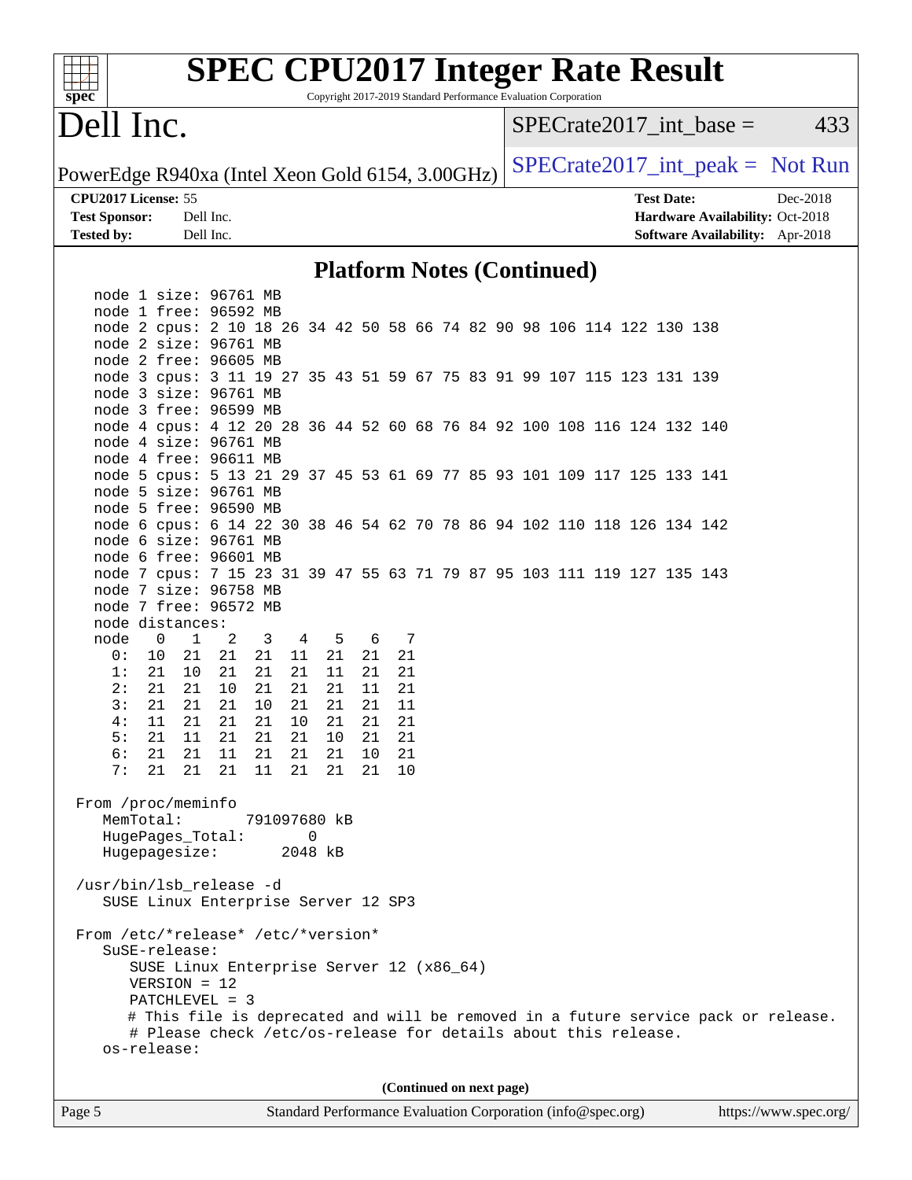# Platform Notes (Continued)

```
   node 1 size: 96761 MB
   node 1 free: 96592 MB
   node 2 cpus: 2 10 18 26 34 42 50 58 66 74 82 90 98 106 114 122 130 138
   node 2 size: 96761 MB
   node 2 free: 96605 MB
   node 3 cpus: 3 11 19 27 35 43 51 59 67 75 83 91 99 107 115 123 131 139
   node 3 size: 96761 MB
   node 3 free: 96599 MB
   node 4 cpus: 4 12 20 28 36 44 52 60 68 76 84 92 100 108 116 124 132 140
   node 4 size: 96761 MB
   node 4 free: 96611 MB
   node 5 cpus: 5 13 21 29 37 45 53 61 69 77 85 93 101 109 117 125 133 141
   node 5 size: 96761 MB
   node 5 free: 96590 MB
   node 6 cpus: 6 14 22 30 38 46 54 62 70 78 86 94 102 110 118 126 134 142
   node 6 size: 96761 MB
   node 6 free: 96601 MB
   node 7 cpus: 7 15 23 31 39 47 55 63 71 79 87 95 103 111 119 127 135 143
   node 7 size: 96758 MB
   node 7 free: 96572 MB
   node distances:
   node   0   1   2   3   4   5   6   7
     0:  10  21  21  21  11  21  21  21
     1:  21  10  21  21  21  11  21  21
     2:  21  21  10  21  21  21  11  21
     3:  21  21  21  10  21  21  21  11
     4:  11  21  21  21  10  21  21  21
     5:  21  11  21  21  21  10  21  21
     6:  21  21  11  21  21  21  10  21
     7:  21  21  21  11  21  21  21  10

 From /proc/meminfo
    MemTotal:       791097680 kB
    HugePages_Total:       0
    Hugepagesize:       2048 kB

 /usr/bin/lsb_release -d
    SUSE Linux Enterprise Server 12 SP3

 From /etc/*release* /etc/*version*
    SuSE-release:
       SUSE Linux Enterprise Server 12 (x86_64)
       VERSION = 12
       PATCHLEVEL = 3
       # This file is deprecated and will be removed in a future service pack or release.
       # Please check /etc/os-release for details about this release.
    os-release:
```

(Continued on next page)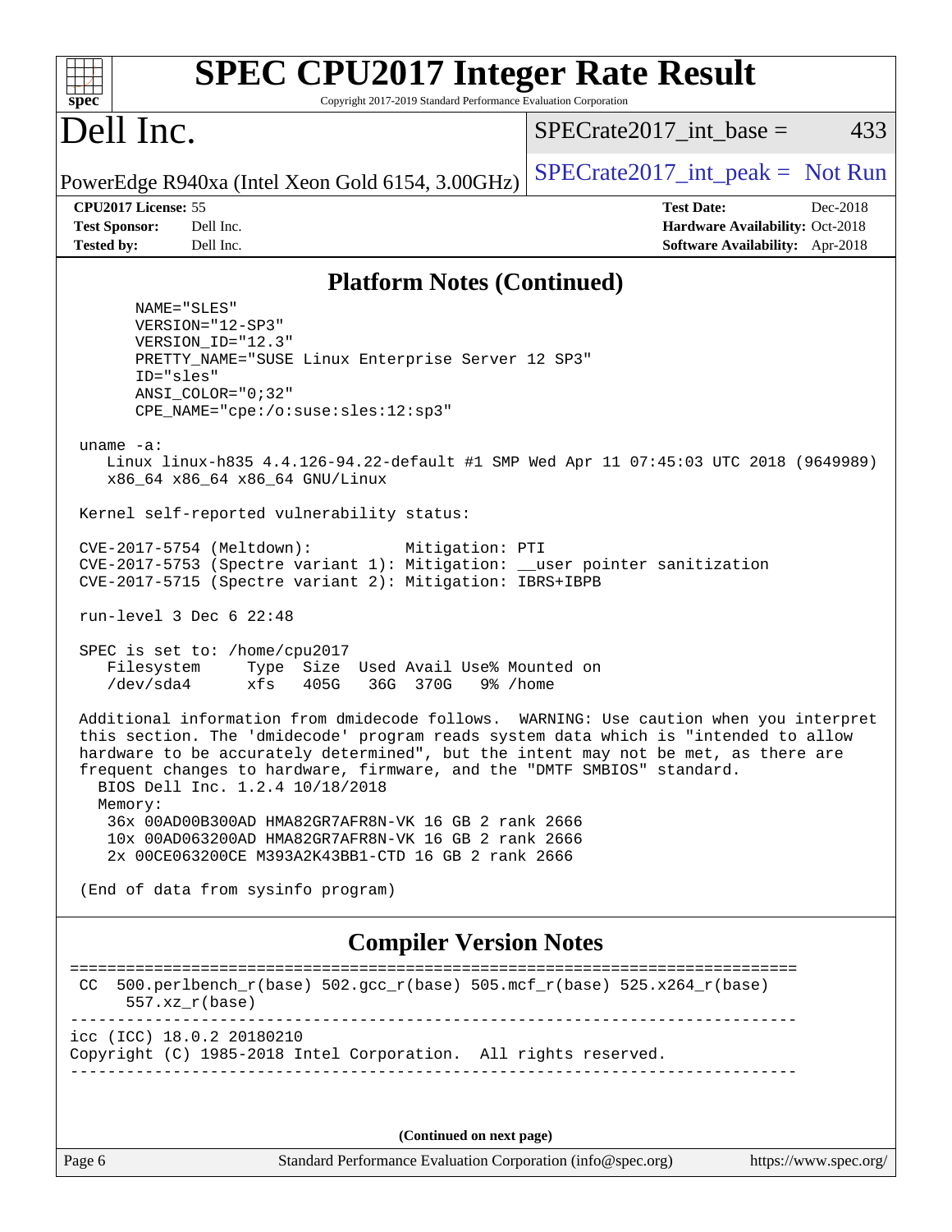# SPEC CPU2017 Integer Rate Result

Copyright 2017-2019 Standard Performance Evaluation Corporation

## Dell Inc.

PowerEdge R940xa (Intel Xeon Gold 6154, 3.00GHz)

SPECrate2017_int_base = 433

SPECrate2017_int_peak = Not Run

**CPU2017 License:** 55
**Test Sponsor:** Dell Inc.
**Tested by:** Dell Inc.

**Test Date:** Dec-2018
**Hardware Availability:** Oct-2018
**Software Availability:** Apr-2018

## Platform Notes (Continued)

```
      NAME="SLES"
      VERSION="12-SP3"
      VERSION_ID="12.3"
      PRETTY_NAME="SUSE Linux Enterprise Server 12 SP3"
      ID="sles"
      ANSI_COLOR="0;32"
      CPE_NAME="cpe:/o:suse:sles:12:sp3"

 uname -a:
    Linux linux-h835 4.4.126-94.22-default #1 SMP Wed Apr 11 07:45:03 UTC 2018 (9649989)
    x86_64 x86_64 x86_64 GNU/Linux

 Kernel self-reported vulnerability status:

 CVE-2017-5754 (Meltdown):          Mitigation: PTI
 CVE-2017-5753 (Spectre variant 1): Mitigation: __user pointer sanitization
 CVE-2017-5715 (Spectre variant 2): Mitigation: IBRS+IBPB

 run-level 3 Dec 6 22:48

 SPEC is set to: /home/cpu2017
    Filesystem     Type  Size  Used Avail Use% Mounted on
    /dev/sda4      xfs   405G   36G  370G   9% /home

 Additional information from dmidecode follows.  WARNING: Use caution when you interpret
 this section. The 'dmidecode' program reads system data which is "intended to allow
 hardware to be accurately determined", but the intent may not be met, as there are
 frequent changes to hardware, firmware, and the "DMTF SMBIOS" standard.
   BIOS Dell Inc. 1.2.4 10/18/2018
   Memory:
    36x 00AD00B300AD HMA82GR7AFR8N-VK 16 GB 2 rank 2666
    10x 00AD063200AD HMA82GR7AFR8N-VK 16 GB 2 rank 2666
    2x 00CE063200CE M393A2K43BB1-CTD 16 GB 2 rank 2666

 (End of data from sysinfo program)
```

## Compiler Version Notes

```
==============================================================================
CC  500.perlbench_r(base) 502.gcc_r(base) 505.mcf_r(base) 525.x264_r(base)
     557.xz_r(base)
------------------------------------------------------------------------------
icc (ICC) 18.0.2 20180210
Copyright (C) 1985-2018 Intel Corporation.  All rights reserved.
------------------------------------------------------------------------------
```

(Continued on next page)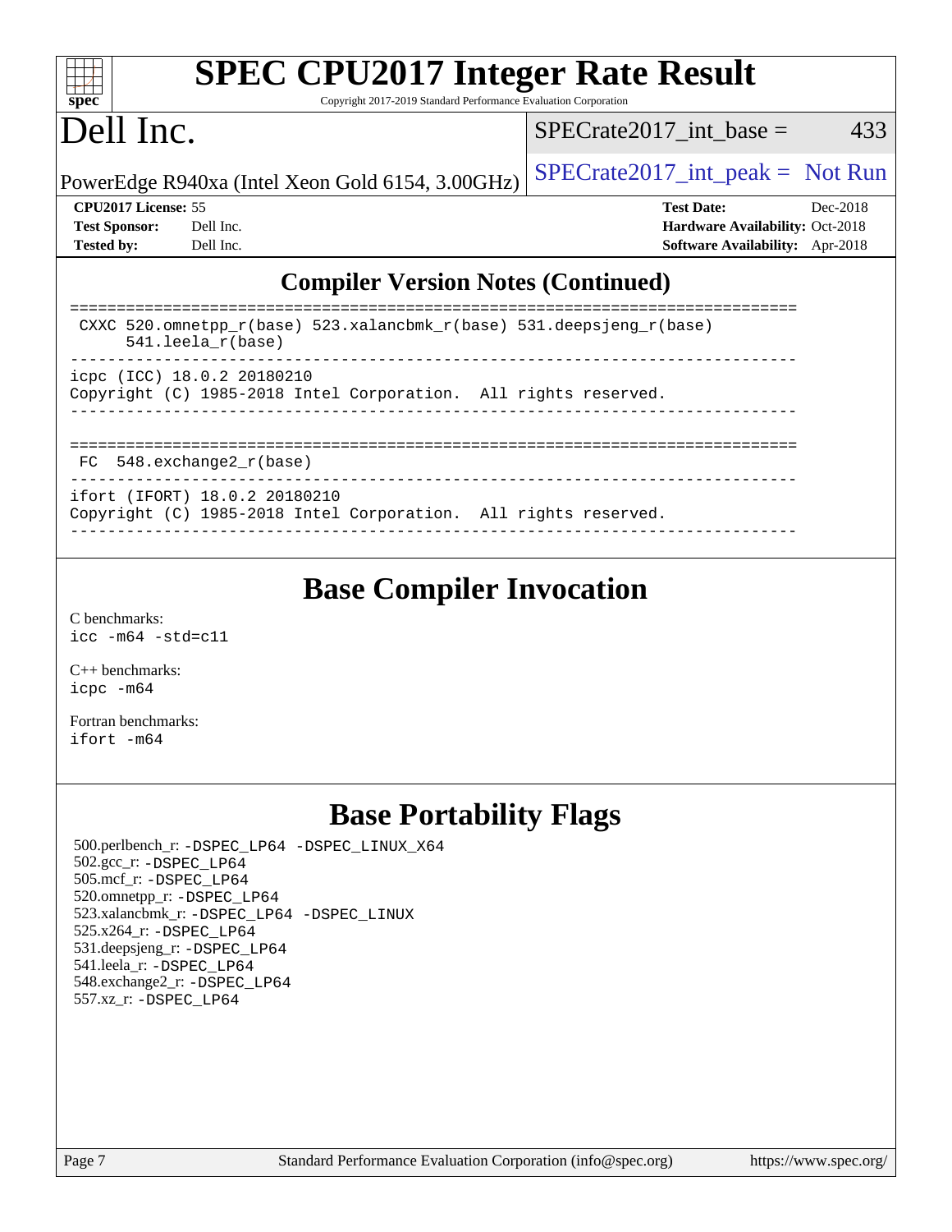# SPEC CPU2017 Integer Rate Result

Copyright 2017-2019 Standard Performance Evaluation Corporation

# Dell Inc.

PowerEdge R940xa (Intel Xeon Gold 6154, 3.00GHz)

SPECrate2017_int_base = 433

SPECrate2017_int_peak = Not Run

**CPU2017 License:** 55
**Test Sponsor:** Dell Inc.
**Tested by:** Dell Inc.

**Test Date:** Dec-2018
**Hardware Availability:** Oct-2018
**Software Availability:** Apr-2018

## Compiler Version Notes (Continued)

```
==============================================================================
 CXXC 520.omnetpp_r(base) 523.xalancbmk_r(base) 531.deepsjeng_r(base)
      541.leela_r(base)
------------------------------------------------------------------------------
icpc (ICC) 18.0.2 20180210
Copyright (C) 1985-2018 Intel Corporation.  All rights reserved.
------------------------------------------------------------------------------

==============================================================================
 FC  548.exchange2_r(base)
------------------------------------------------------------------------------
ifort (IFORT) 18.0.2 20180210
Copyright (C) 1985-2018 Intel Corporation.  All rights reserved.
------------------------------------------------------------------------------
```

## Base Compiler Invocation

C benchmarks:
icc -m64 -std=c11

C++ benchmarks:
icpc -m64

Fortran benchmarks:
ifort -m64

## Base Portability Flags

500.perlbench_r: -DSPEC_LP64 -DSPEC_LINUX_X64
502.gcc_r: -DSPEC_LP64
505.mcf_r: -DSPEC_LP64
520.omnetpp_r: -DSPEC_LP64
523.xalancbmk_r: -DSPEC_LP64 -DSPEC_LINUX
525.x264_r: -DSPEC_LP64
531.deepsjeng_r: -DSPEC_LP64
541.leela_r: -DSPEC_LP64
548.exchange2_r: -DSPEC_LP64
557.xz_r: -DSPEC_LP64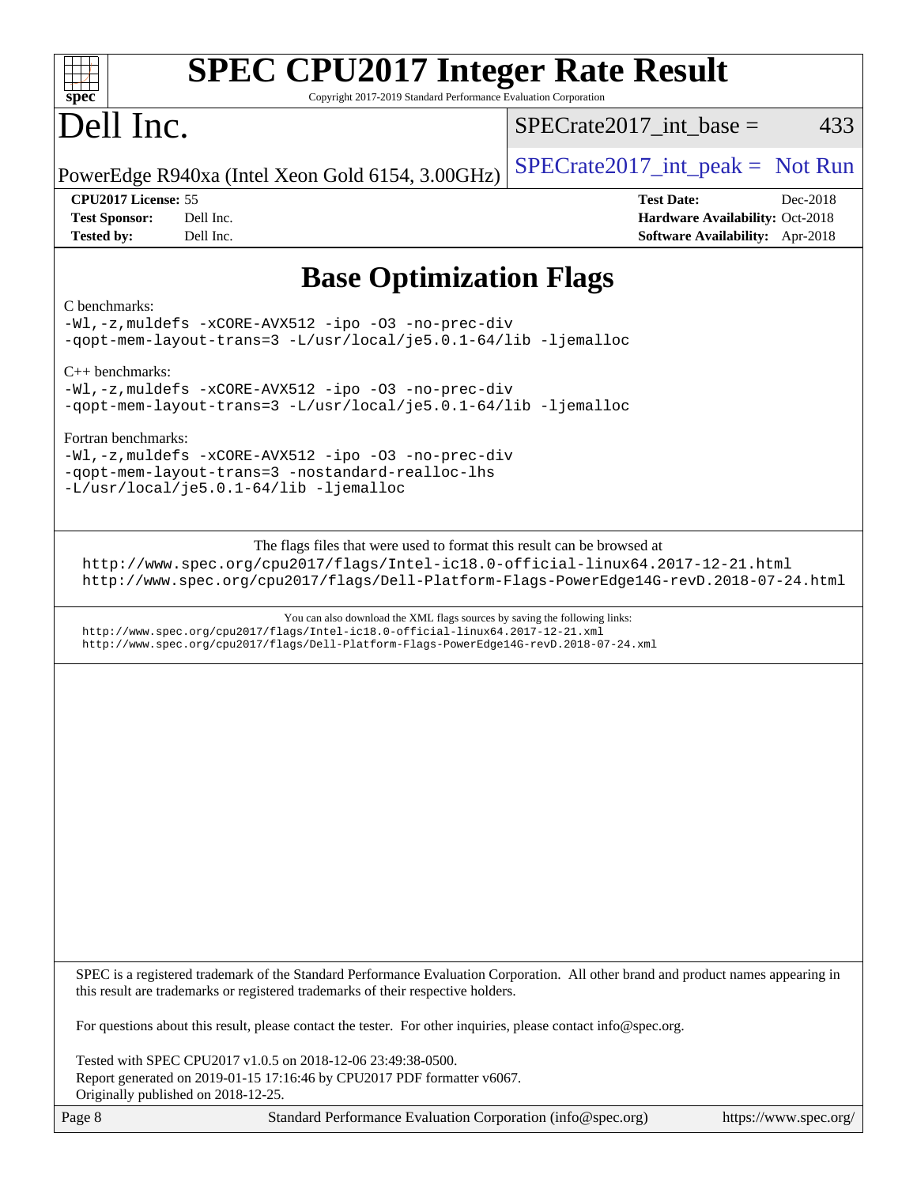# Base Optimization Flags

C benchmarks:

```
-Wl,-z,muldefs -xCORE-AVX512 -ipo -O3 -no-prec-div
-qopt-mem-layout-trans=3 -L/usr/local/je5.0.1-64/lib -ljemalloc
```

C++ benchmarks:

```
-Wl,-z,muldefs -xCORE-AVX512 -ipo -O3 -no-prec-div
-qopt-mem-layout-trans=3 -L/usr/local/je5.0.1-64/lib -ljemalloc
```

Fortran benchmarks:

```
-Wl,-z,muldefs -xCORE-AVX512 -ipo -O3 -no-prec-div
-qopt-mem-layout-trans=3 -nostandard-realloc-lhs
-L/usr/local/je5.0.1-64/lib -ljemalloc
```

The flags files that were used to format this result can be browsed at

http://www.spec.org/cpu2017/flags/Intel-ic18.0-official-linux64.2017-12-21.html
http://www.spec.org/cpu2017/flags/Dell-Platform-Flags-PowerEdge14G-revD.2018-07-24.html

You can also download the XML flags sources by saving the following links:

http://www.spec.org/cpu2017/flags/Intel-ic18.0-official-linux64.2017-12-21.xml
http://www.spec.org/cpu2017/flags/Dell-Platform-Flags-PowerEdge14G-revD.2018-07-24.xml

SPEC is a registered trademark of the Standard Performance Evaluation Corporation. All other brand and product names appearing in this result are trademarks or registered trademarks of their respective holders.

For questions about this result, please contact the tester. For other inquiries, please contact info@spec.org.

Tested with SPEC CPU2017 v1.0.5 on 2018-12-06 23:49:38-0500.
Report generated on 2019-01-15 17:16:46 by CPU2017 PDF formatter v6067.
Originally published on 2018-12-25.